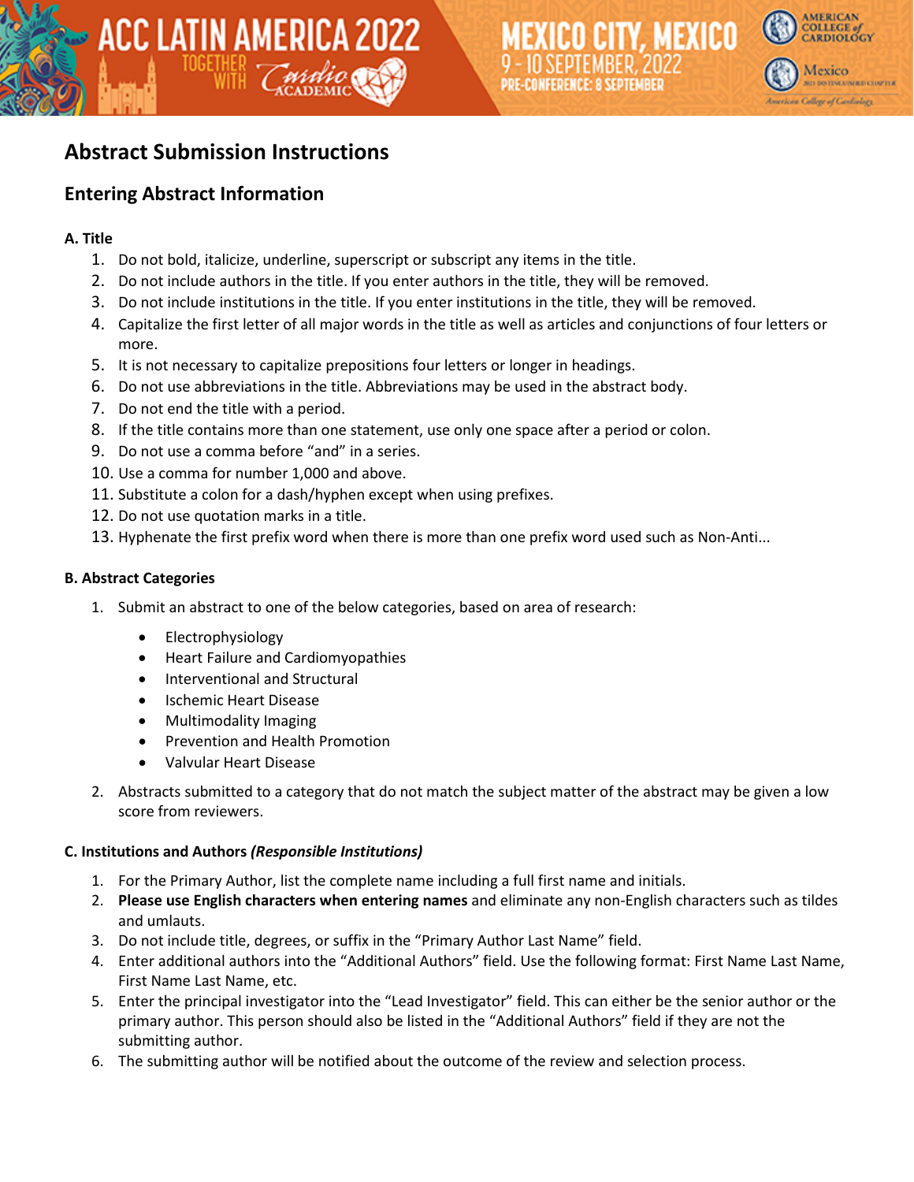# Abstract Submission Instructions

## Entering Abstract Information

### A. Title

1. Do not bold, italicize, underline, superscript or subscript any items in the title.
2. Do not include authors in the title. If you enter authors in the title, they will be removed.
3. Do not include institutions in the title. If you enter institutions in the title, they will be removed.
4. Capitalize the first letter of all major words in the title as well as articles and conjunctions of four letters or more.
5. It is not necessary to capitalize prepositions four letters or longer in headings.
6. Do not use abbreviations in the title. Abbreviations may be used in the abstract body.
7. Do not end the title with a period.
8. If the title contains more than one statement, use only one space after a period or colon.
9. Do not use a comma before "and" in a series.
10. Use a comma for number 1,000 and above.
11. Substitute a colon for a dash/hyphen except when using prefixes.
12. Do not use quotation marks in a title.
13. Hyphenate the first prefix word when there is more than one prefix word used such as Non-Anti...

### B. Abstract Categories

1. Submit an abstract to one of the below categories, based on area of research:
   - Electrophysiology
   - Heart Failure and Cardiomyopathies
   - Interventional and Structural
   - Ischemic Heart Disease
   - Multimodality Imaging
   - Prevention and Health Promotion
   - Valvular Heart Disease
2. Abstracts submitted to a category that do not match the subject matter of the abstract may be given a low score from reviewers.

### C. Institutions and Authors *(Responsible Institutions)*

1. For the Primary Author, list the complete name including a full first name and initials.
2. **Please use English characters when entering names** and eliminate any non-English characters such as tildes and umlauts.
3. Do not include title, degrees, or suffix in the "Primary Author Last Name" field.
4. Enter additional authors into the "Additional Authors" field. Use the following format: First Name Last Name, First Name Last Name, etc.
5. Enter the principal investigator into the "Lead Investigator" field. This can either be the senior author or the primary author. This person should also be listed in the "Additional Authors" field if they are not the submitting author.
6. The submitting author will be notified about the outcome of the review and selection process.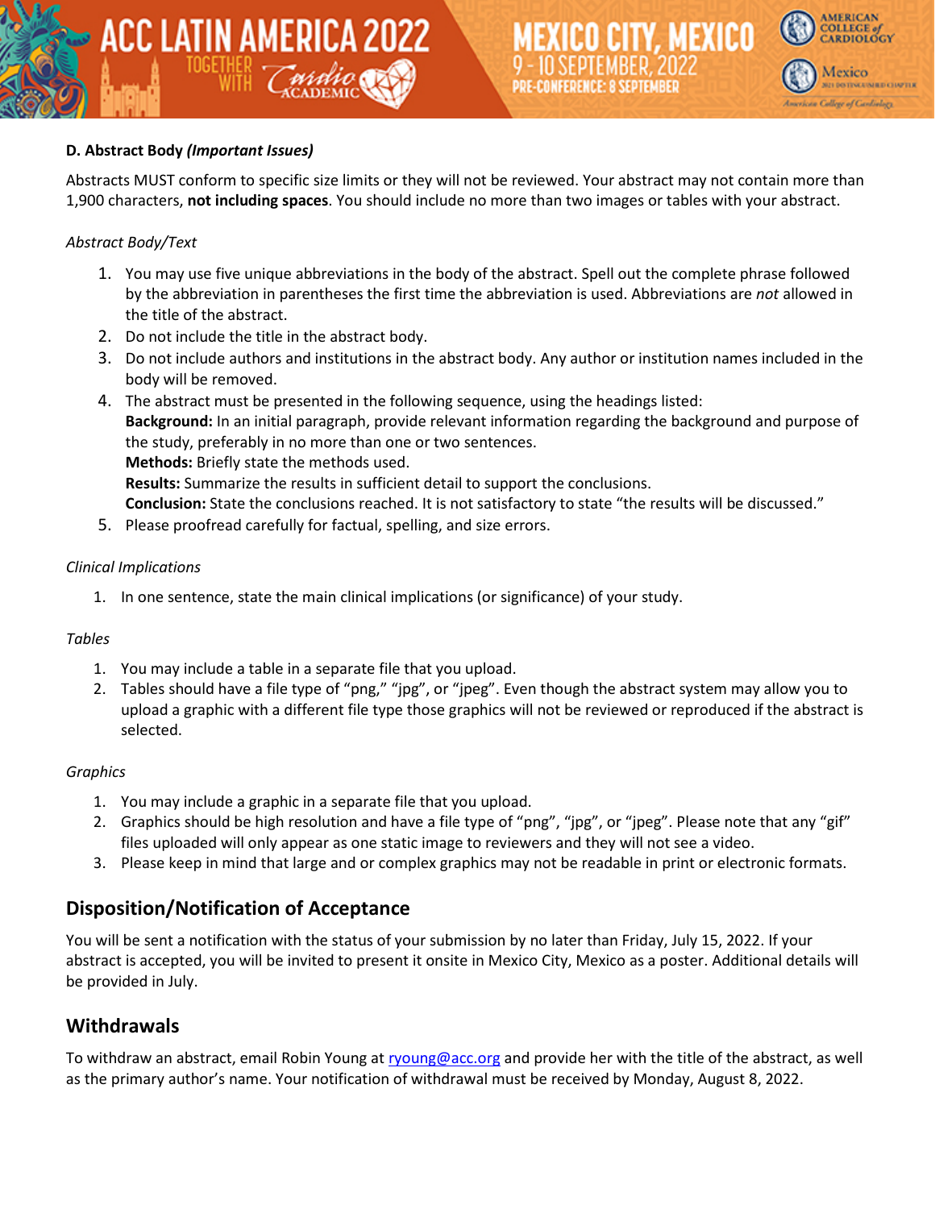**D. Abstract Body *(Important Issues)***

Abstracts MUST conform to specific size limits or they will not be reviewed. Your abstract may not contain more than 1,900 characters, **not including spaces**. You should include no more than two images or tables with your abstract.

*Abstract Body/Text*

1. You may use five unique abbreviations in the body of the abstract. Spell out the complete phrase followed by the abbreviation in parentheses the first time the abbreviation is used. Abbreviations are *not* allowed in the title of the abstract.
2. Do not include the title in the abstract body.
3. Do not include authors and institutions in the abstract body. Any author or institution names included in the body will be removed.
4. The abstract must be presented in the following sequence, using the headings listed:
   **Background:** In an initial paragraph, provide relevant information regarding the background and purpose of the study, preferably in no more than one or two sentences.
   **Methods:** Briefly state the methods used.
   **Results:** Summarize the results in sufficient detail to support the conclusions.
   **Conclusion:** State the conclusions reached. It is not satisfactory to state "the results will be discussed."
5. Please proofread carefully for factual, spelling, and size errors.

*Clinical Implications*

1. In one sentence, state the main clinical implications (or significance) of your study.

*Tables*

1. You may include a table in a separate file that you upload.
2. Tables should have a file type of "png," "jpg", or "jpeg". Even though the abstract system may allow you to upload a graphic with a different file type those graphics will not be reviewed or reproduced if the abstract is selected.

*Graphics*

1. You may include a graphic in a separate file that you upload.
2. Graphics should be high resolution and have a file type of "png", "jpg", or "jpeg". Please note that any "gif" files uploaded will only appear as one static image to reviewers and they will not see a video.
3. Please keep in mind that large and or complex graphics may not be readable in print or electronic formats.

## Disposition/Notification of Acceptance

You will be sent a notification with the status of your submission by no later than Friday, July 15, 2022. If your abstract is accepted, you will be invited to present it onsite in Mexico City, Mexico as a poster. Additional details will be provided in July.

## Withdrawals

To withdraw an abstract, email Robin Young at ryoung@acc.org and provide her with the title of the abstract, as well as the primary author's name. Your notification of withdrawal must be received by Monday, August 8, 2022.